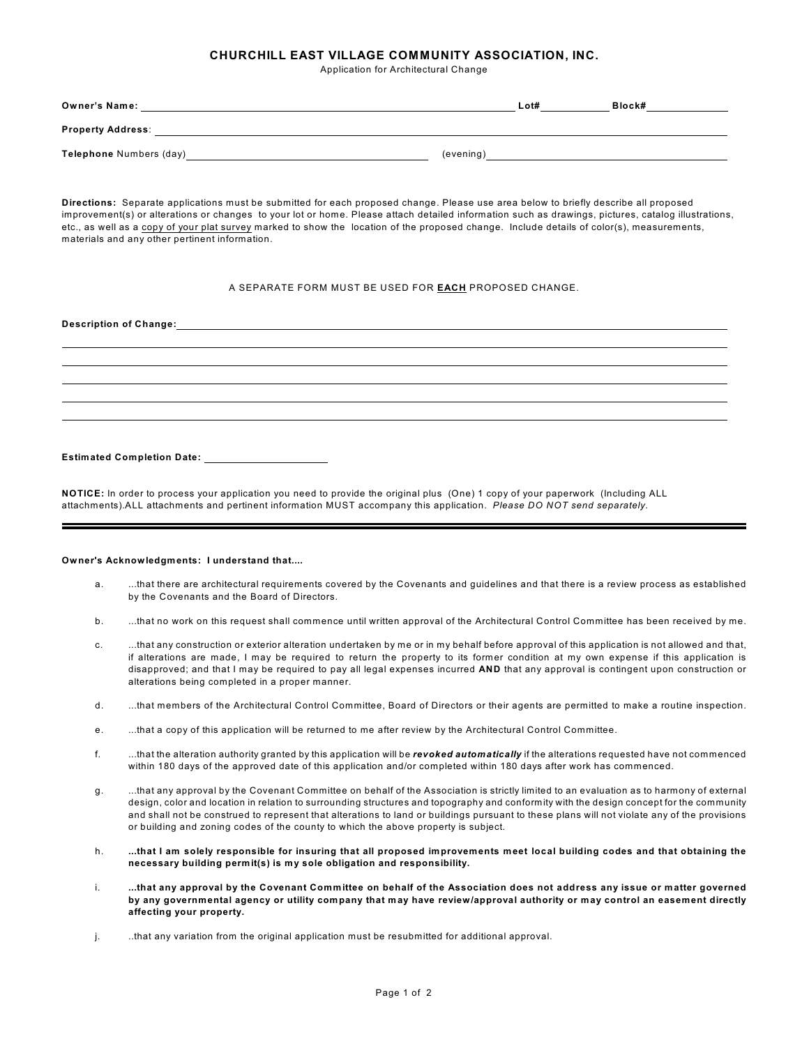# CHURCHILL EAST VILLAGE COMMUNITY ASSOCIATION, INC.

Application for Architectural Change

**Owner's Name:** ______________________________ **Lot#** __________ **Block#** __________

**Property Address**: ______________________________________________

**Telephone** Numbers (day) ______________________ (evening) ______________________

**Directions:** Separate applications must be submitted for each proposed change. Please use area below to briefly describe all proposed improvement(s) or alterations or changes to your lot or home. Please attach detailed information such as drawings, pictures, catalog illustrations, etc., as well as a copy of your plat survey marked to show the location of the proposed change. Include details of color(s), measurements, materials and any other pertinent information.

A SEPARATE FORM MUST BE USED FOR **EACH** PROPOSED CHANGE.

**Description of Change:** ______________________________________________

______________________________________________

______________________________________________

______________________________________________

______________________________________________

______________________________________________

**Estimated Completion Date:** ______________________

**NOTICE:** In order to process your application you need to provide the original plus (One) 1 copy of your paperwork (Including ALL attachments).ALL attachments and pertinent information MUST accompany this application. *Please DO NOT send separately.*

---

**Owner's Acknowledgments: I understand that....**

a. ...that there are architectural requirements covered by the Covenants and guidelines and that there is a review process as established by the Covenants and the Board of Directors.

b. ...that no work on this request shall commence until written approval of the Architectural Control Committee has been received by me.

c. ...that any construction or exterior alteration undertaken by me or in my behalf before approval of this application is not allowed and that, if alterations are made, I may be required to return the property to its former condition at my own expense if this application is disapproved; and that I may be required to pay all legal expenses incurred **AND** that any approval is contingent upon construction or alterations being completed in a proper manner.

d. ...that members of the Architectural Control Committee, Board of Directors or their agents are permitted to make a routine inspection.

e. ...that a copy of this application will be returned to me after review by the Architectural Control Committee.

f. ...that the alteration authority granted by this application will be ***revoked automatically*** if the alterations requested have not commenced within 180 days of the approved date of this application and/or completed within 180 days after work has commenced.

g. ...that any approval by the Covenant Committee on behalf of the Association is strictly limited to an evaluation as to harmony of external design, color and location in relation to surrounding structures and topography and conformity with the design concept for the community and shall not be construed to represent that alterations to land or buildings pursuant to these plans will not violate any of the provisions or building and zoning codes of the county to which the above property is subject.

h. **...that I am solely responsible for insuring that all proposed improvements meet local building codes and that obtaining the necessary building permit(s) is my sole obligation and responsibility.**

i. **...that any approval by the Covenant Committee on behalf of the Association does not address any issue or matter governed by any governmental agency or utility company that may have review/approval authority or may control an easement directly affecting your property.**

j. ..that any variation from the original application must be resubmitted for additional approval.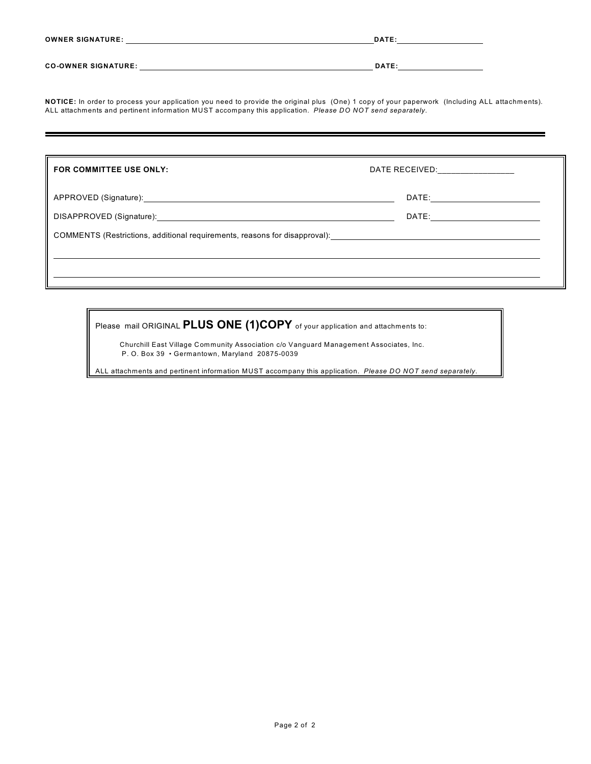**OWNER SIGNATURE:** \_\_\_\_\_\_\_\_\_\_\_\_\_\_\_\_\_\_\_\_\_\_\_\_\_\_\_\_\_\_\_\_\_\_\_\_\_\_\_\_\_\_\_\_ **DATE:** \_\_\_\_\_\_\_\_\_\_\_\_\_\_\_\_\_\_\_\_

**CO-OWNER SIGNATURE:** \_\_\_\_\_\_\_\_\_\_\_\_\_\_\_\_\_\_\_\_\_\_\_\_\_\_\_\_\_\_\_\_\_\_\_\_\_\_\_\_\_\_\_\_ **DATE:** \_\_\_\_\_\_\_\_\_\_\_\_\_\_\_\_\_\_\_\_

**NOTICE:** In order to process your application you need to provide the original plus (One) 1 copy of your paperwork (Including ALL attachments). ALL attachments and pertinent information MUST accompany this application. *Please DO NOT send separately*.

---

**FOR COMMITTEE USE ONLY:** DATE RECEIVED: \_\_\_\_\_\_\_\_\_\_\_\_\_\_\_\_

APPROVED (Signature): \_\_\_\_\_\_\_\_\_\_\_\_\_\_\_\_\_\_\_\_\_\_\_\_\_\_\_\_\_\_\_\_\_\_\_\_\_\_\_\_\_\_\_\_ DATE: \_\_\_\_\_\_\_\_\_\_\_\_\_\_\_\_\_\_\_\_

DISAPPROVED (Signature): \_\_\_\_\_\_\_\_\_\_\_\_\_\_\_\_\_\_\_\_\_\_\_\_\_\_\_\_\_\_\_\_\_\_\_\_\_\_\_\_\_\_\_\_ DATE: \_\_\_\_\_\_\_\_\_\_\_\_\_\_\_\_\_\_\_\_

COMMENTS (Restrictions, additional requirements, reasons for disapproval): \_\_\_\_\_\_\_\_\_\_\_\_\_\_\_\_\_\_\_\_\_\_\_\_\_\_\_\_\_\_\_\_\_\_\_\_\_\_\_\_

\_\_\_\_\_\_\_\_\_\_\_\_\_\_\_\_\_\_\_\_\_\_\_\_\_\_\_\_\_\_\_\_\_\_\_\_\_\_\_\_\_\_\_\_\_\_\_\_\_\_\_\_\_\_\_\_\_\_\_\_\_\_\_\_\_\_\_\_\_\_\_\_\_\_\_\_\_\_

\_\_\_\_\_\_\_\_\_\_\_\_\_\_\_\_\_\_\_\_\_\_\_\_\_\_\_\_\_\_\_\_\_\_\_\_\_\_\_\_\_\_\_\_\_\_\_\_\_\_\_\_\_\_\_\_\_\_\_\_\_\_\_\_\_\_\_\_\_\_\_\_\_\_\_\_\_\_

---

Please mail ORIGINAL **PLUS ONE (1)COPY** of your application and attachments to:

Churchill East Village Community Association c/o Vanguard Management Associates, Inc.
P. O. Box 39 • Germantown, Maryland 20875-0039

ALL attachments and pertinent information MUST accompany this application. *Please DO NOT send separately*.